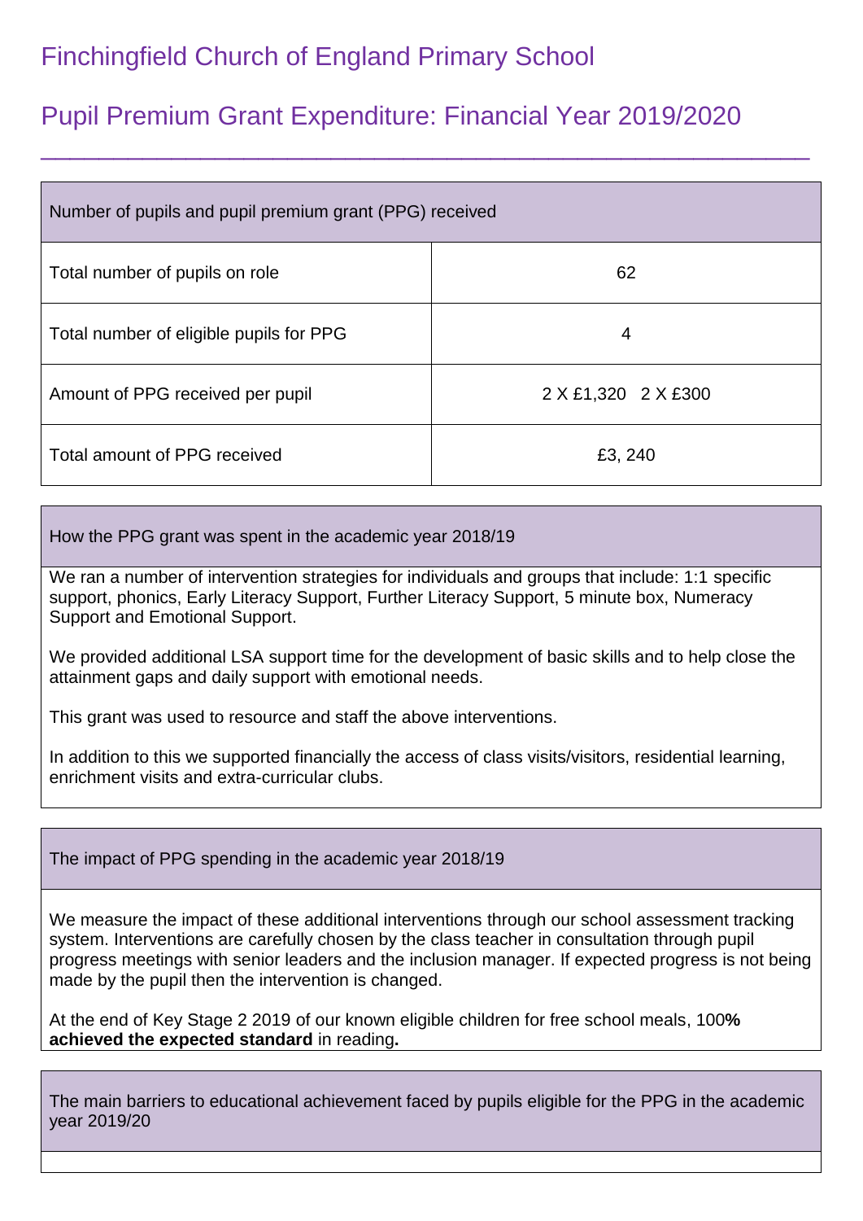# Finchingfield Church of England Primary School

## Pupil Premium Grant Expenditure: Financial Year 2019/2020

| Number of pupils and pupil premium grant (PPG) received | |
|---|---|
| Total number of pupils on role | 62 |
| Total number of eligible pupils for PPG | 4 |
| Amount of PPG received per pupil | 2 X £1,320 2 X £300 |
| Total amount of PPG received | £3, 240 |

### How the PPG grant was spent in the academic year 2018/19

We ran a number of intervention strategies for individuals and groups that include: 1:1 specific support, phonics, Early Literacy Support, Further Literacy Support, 5 minute box, Numeracy Support and Emotional Support.

We provided additional LSA support time for the development of basic skills and to help close the attainment gaps and daily support with emotional needs.

This grant was used to resource and staff the above interventions.

In addition to this we supported financially the access of class visits/visitors, residential learning, enrichment visits and extra-curricular clubs.

### The impact of PPG spending in the academic year 2018/19

We measure the impact of these additional interventions through our school assessment tracking system. Interventions are carefully chosen by the class teacher in consultation through pupil progress meetings with senior leaders and the inclusion manager. If expected progress is not being made by the pupil then the intervention is changed.

At the end of Key Stage 2 2019 of our known eligible children for free school meals, 100**% achieved the expected standard** in reading**.**

### The main barriers to educational achievement faced by pupils eligible for the PPG in the academic year 2019/20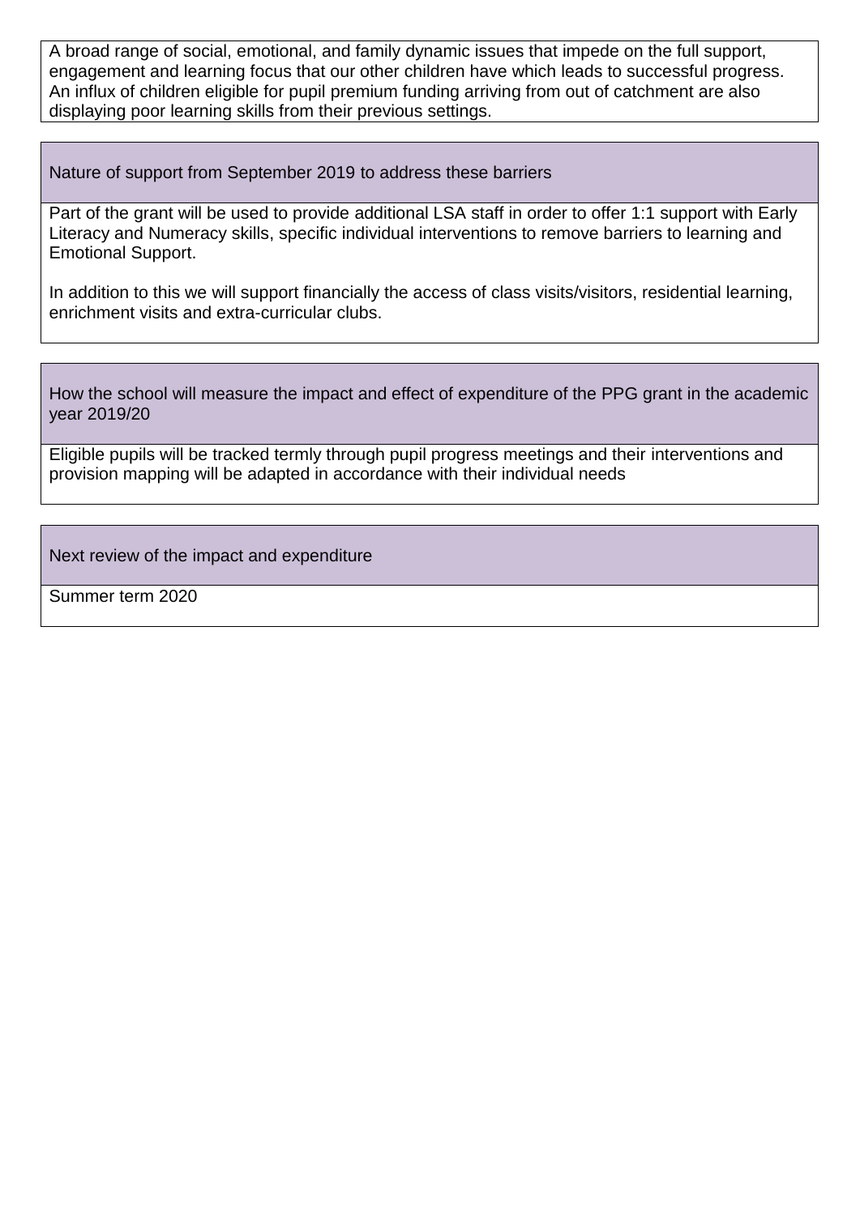A broad range of social, emotional, and family dynamic issues that impede on the full support, engagement and learning focus that our other children have which leads to successful progress. An influx of children eligible for pupil premium funding arriving from out of catchment are also displaying poor learning skills from their previous settings.

| Nature of support from September 2019 to address these barriers |
| --- |
| Part of the grant will be used to provide additional LSA staff in order to offer 1:1 support with Early Literacy and Numeracy skills, specific individual interventions to remove barriers to learning and Emotional Support.<br><br>In addition to this we will support financially the access of class visits/visitors, residential learning, enrichment visits and extra-curricular clubs. |

| How the school will measure the impact and effect of expenditure of the PPG grant in the academic year 2019/20 |
| --- |
| Eligible pupils will be tracked termly through pupil progress meetings and their interventions and provision mapping will be adapted in accordance with their individual needs |

| Next review of the impact and expenditure |
| --- |
| Summer term 2020 |